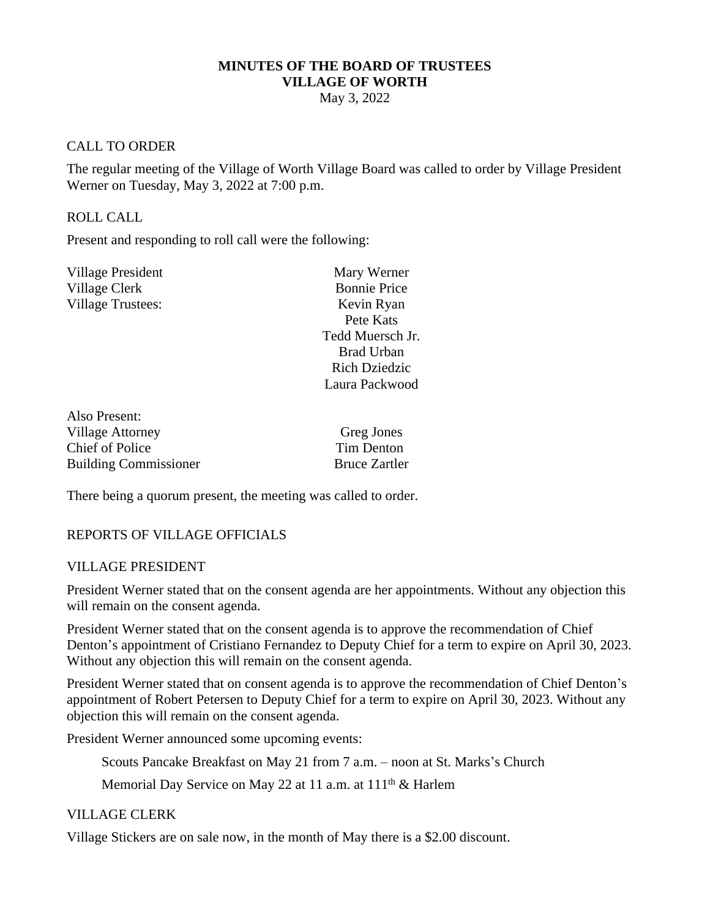# MINUTES OF THE BOARD OF TRUSTEES
# VILLAGE OF WORTH

May 3, 2022

## CALL TO ORDER

The regular meeting of the Village of Worth Village Board was called to order by Village President Werner on Tuesday, May 3, 2022 at 7:00 p.m.

## ROLL CALL

Present and responding to roll call were the following:

| | |
|---|---|
| Village President | Mary Werner |
| Village Clerk | Bonnie Price |
| Village Trustees: | Kevin Ryan |
| | Pete Kats |
| | Tedd Muersch Jr. |
| | Brad Urban |
| | Rich Dziedzic |
| | Laura Packwood |

Also Present:

| | |
|---|---|
| Village Attorney | Greg Jones |
| Chief of Police | Tim Denton |
| Building Commissioner | Bruce Zartler |

There being a quorum present, the meeting was called to order.

## REPORTS OF VILLAGE OFFICIALS

## VILLAGE PRESIDENT

President Werner stated that on the consent agenda are her appointments. Without any objection this will remain on the consent agenda.

President Werner stated that on the consent agenda is to approve the recommendation of Chief Denton's appointment of Cristiano Fernandez to Deputy Chief for a term to expire on April 30, 2023. Without any objection this will remain on the consent agenda.

President Werner stated that on consent agenda is to approve the recommendation of Chief Denton's appointment of Robert Petersen to Deputy Chief for a term to expire on April 30, 2023. Without any objection this will remain on the consent agenda.

President Werner announced some upcoming events:

Scouts Pancake Breakfast on May 21 from 7 a.m. – noon at St. Marks's Church

Memorial Day Service on May 22 at 11 a.m. at 111th & Harlem

## VILLAGE CLERK

Village Stickers are on sale now, in the month of May there is a $2.00 discount.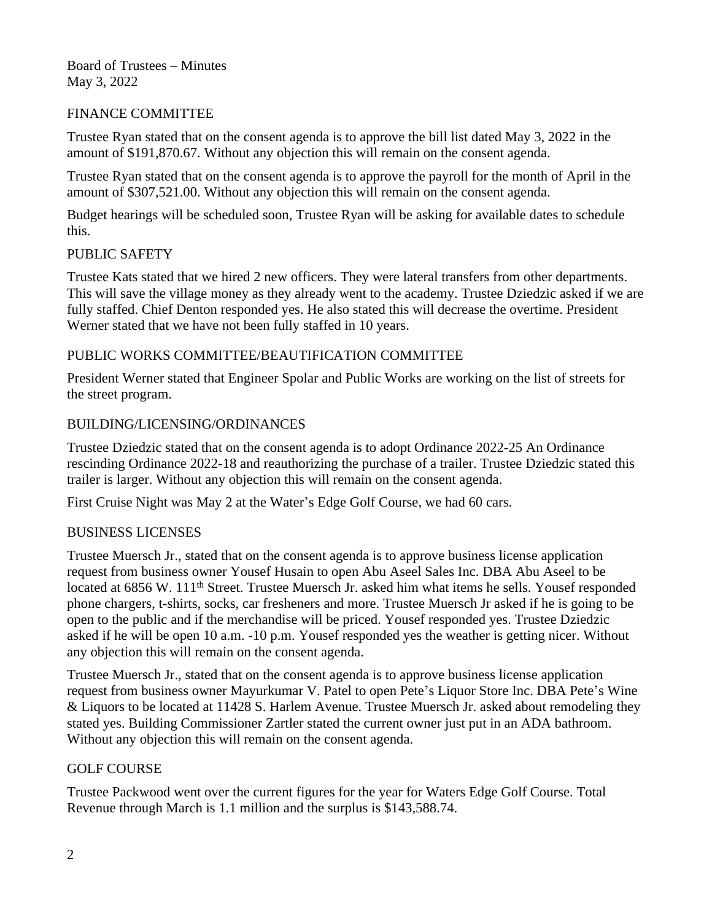Board of Trustees – Minutes
May 3, 2022

## FINANCE COMMITTEE

Trustee Ryan stated that on the consent agenda is to approve the bill list dated May 3, 2022 in the amount of $191,870.67. Without any objection this will remain on the consent agenda.

Trustee Ryan stated that on the consent agenda is to approve the payroll for the month of April in the amount of $307,521.00. Without any objection this will remain on the consent agenda.

Budget hearings will be scheduled soon, Trustee Ryan will be asking for available dates to schedule this.

## PUBLIC SAFETY

Trustee Kats stated that we hired 2 new officers. They were lateral transfers from other departments. This will save the village money as they already went to the academy. Trustee Dziedzic asked if we are fully staffed. Chief Denton responded yes. He also stated this will decrease the overtime. President Werner stated that we have not been fully staffed in 10 years.

## PUBLIC WORKS COMMITTEE/BEAUTIFICATION COMMITTEE

President Werner stated that Engineer Spolar and Public Works are working on the list of streets for the street program.

## BUILDING/LICENSING/ORDINANCES

Trustee Dziedzic stated that on the consent agenda is to adopt Ordinance 2022-25 An Ordinance rescinding Ordinance 2022-18 and reauthorizing the purchase of a trailer. Trustee Dziedzic stated this trailer is larger. Without any objection this will remain on the consent agenda.

First Cruise Night was May 2 at the Water's Edge Golf Course, we had 60 cars.

## BUSINESS LICENSES

Trustee Muersch Jr., stated that on the consent agenda is to approve business license application request from business owner Yousef Husain to open Abu Aseel Sales Inc. DBA Abu Aseel to be located at 6856 W. 111th Street. Trustee Muersch Jr. asked him what items he sells. Yousef responded phone chargers, t-shirts, socks, car fresheners and more. Trustee Muersch Jr asked if he is going to be open to the public and if the merchandise will be priced. Yousef responded yes. Trustee Dziedzic asked if he will be open 10 a.m. -10 p.m. Yousef responded yes the weather is getting nicer. Without any objection this will remain on the consent agenda.

Trustee Muersch Jr., stated that on the consent agenda is to approve business license application request from business owner Mayurkumar V. Patel to open Pete's Liquor Store Inc. DBA Pete's Wine & Liquors to be located at 11428 S. Harlem Avenue. Trustee Muersch Jr. asked about remodeling they stated yes. Building Commissioner Zartler stated the current owner just put in an ADA bathroom. Without any objection this will remain on the consent agenda.

## GOLF COURSE

Trustee Packwood went over the current figures for the year for Waters Edge Golf Course. Total Revenue through March is 1.1 million and the surplus is $143,588.74.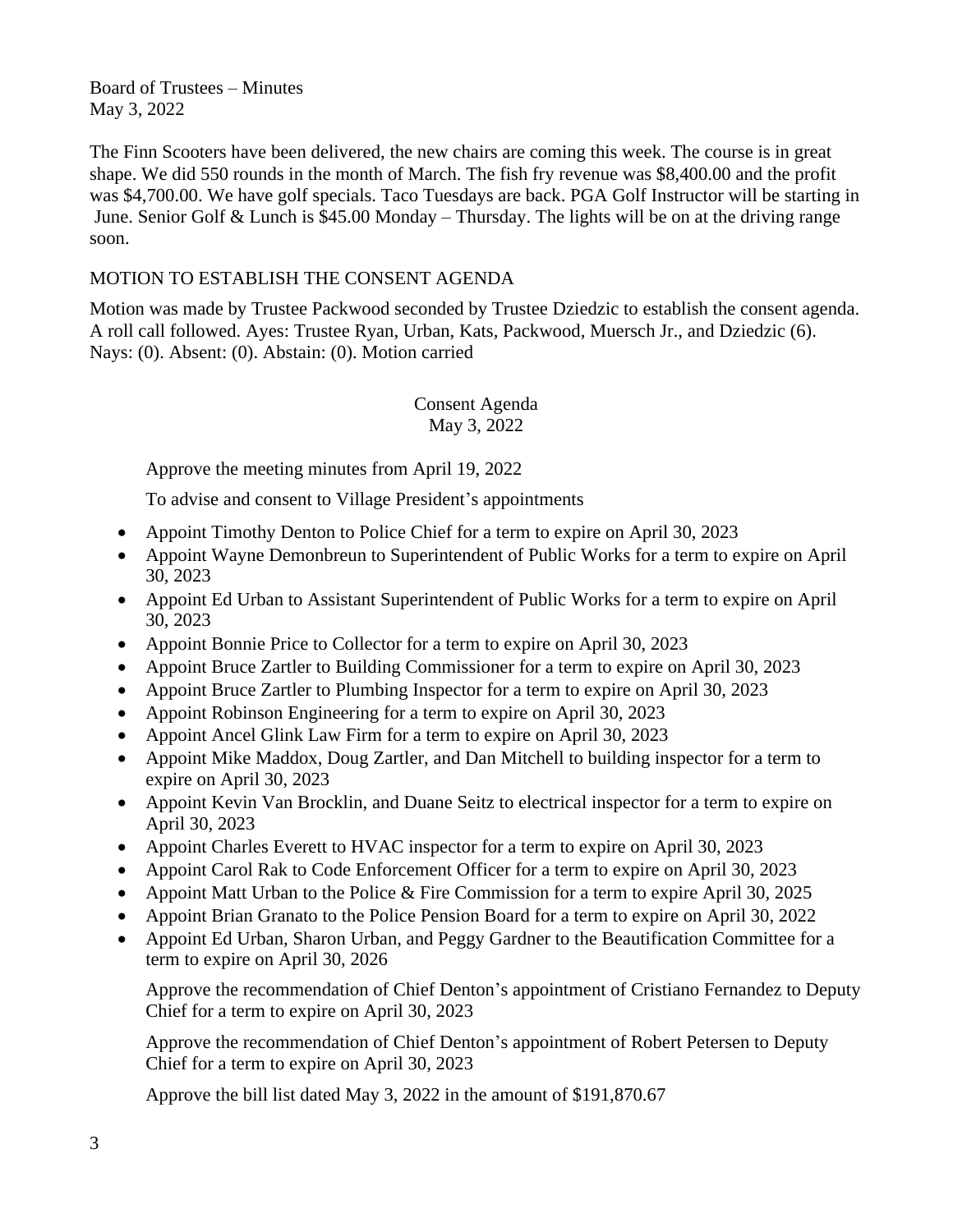Board of Trustees – Minutes
May 3, 2022

The Finn Scooters have been delivered, the new chairs are coming this week. The course is in great shape. We did 550 rounds in the month of March. The fish fry revenue was $8,400.00 and the profit was $4,700.00. We have golf specials. Taco Tuesdays are back. PGA Golf Instructor will be starting in June. Senior Golf & Lunch is $45.00 Monday – Thursday. The lights will be on at the driving range soon.

MOTION TO ESTABLISH THE CONSENT AGENDA

Motion was made by Trustee Packwood seconded by Trustee Dziedzic to establish the consent agenda. A roll call followed. Ayes: Trustee Ryan, Urban, Kats, Packwood, Muersch Jr., and Dziedzic (6). Nays: (0). Absent: (0). Abstain: (0). Motion carried

Consent Agenda
May 3, 2022

Approve the meeting minutes from April 19, 2022

To advise and consent to Village President's appointments

- Appoint Timothy Denton to Police Chief for a term to expire on April 30, 2023
- Appoint Wayne Demonbreun to Superintendent of Public Works for a term to expire on April 30, 2023
- Appoint Ed Urban to Assistant Superintendent of Public Works for a term to expire on April 30, 2023
- Appoint Bonnie Price to Collector for a term to expire on April 30, 2023
- Appoint Bruce Zartler to Building Commissioner for a term to expire on April 30, 2023
- Appoint Bruce Zartler to Plumbing Inspector for a term to expire on April 30, 2023
- Appoint Robinson Engineering for a term to expire on April 30, 2023
- Appoint Ancel Glink Law Firm for a term to expire on April 30, 2023
- Appoint Mike Maddox, Doug Zartler, and Dan Mitchell to building inspector for a term to expire on April 30, 2023
- Appoint Kevin Van Brocklin, and Duane Seitz to electrical inspector for a term to expire on April 30, 2023
- Appoint Charles Everett to HVAC inspector for a term to expire on April 30, 2023
- Appoint Carol Rak to Code Enforcement Officer for a term to expire on April 30, 2023
- Appoint Matt Urban to the Police & Fire Commission for a term to expire April 30, 2025
- Appoint Brian Granato to the Police Pension Board for a term to expire on April 30, 2022
- Appoint Ed Urban, Sharon Urban, and Peggy Gardner to the Beautification Committee for a term to expire on April 30, 2026

Approve the recommendation of Chief Denton's appointment of Cristiano Fernandez to Deputy Chief for a term to expire on April 30, 2023

Approve the recommendation of Chief Denton's appointment of Robert Petersen to Deputy Chief for a term to expire on April 30, 2023

Approve the bill list dated May 3, 2022 in the amount of $191,870.67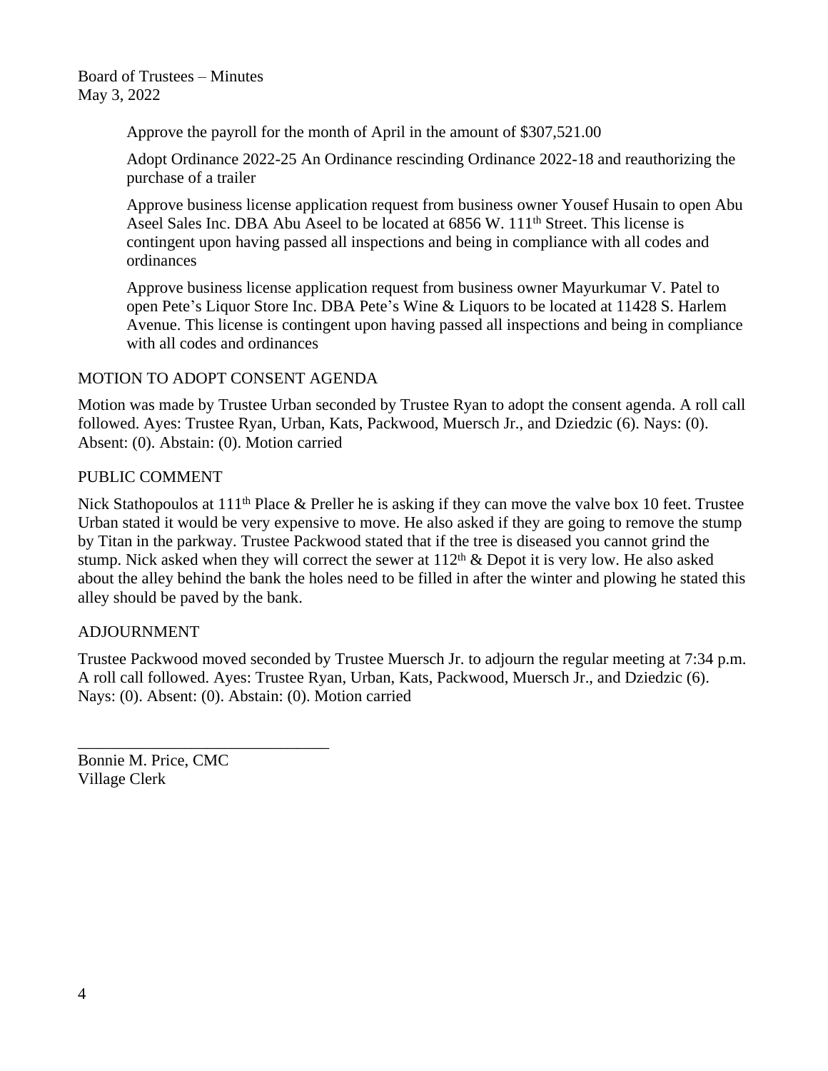Approve the payroll for the month of April in the amount of $307,521.00

Adopt Ordinance 2022-25 An Ordinance rescinding Ordinance 2022-18 and reauthorizing the purchase of a trailer

Approve business license application request from business owner Yousef Husain to open Abu Aseel Sales Inc. DBA Abu Aseel to be located at 6856 W. 111th Street. This license is contingent upon having passed all inspections and being in compliance with all codes and ordinances

Approve business license application request from business owner Mayurkumar V. Patel to open Pete's Liquor Store Inc. DBA Pete's Wine & Liquors to be located at 11428 S. Harlem Avenue. This license is contingent upon having passed all inspections and being in compliance with all codes and ordinances

MOTION TO ADOPT CONSENT AGENDA

Motion was made by Trustee Urban seconded by Trustee Ryan to adopt the consent agenda. A roll call followed. Ayes: Trustee Ryan, Urban, Kats, Packwood, Muersch Jr., and Dziedzic (6). Nays: (0). Absent: (0). Abstain: (0). Motion carried

PUBLIC COMMENT

Nick Stathopoulos at 111th Place & Preller he is asking if they can move the valve box 10 feet. Trustee Urban stated it would be very expensive to move. He also asked if they are going to remove the stump by Titan in the parkway. Trustee Packwood stated that if the tree is diseased you cannot grind the stump. Nick asked when they will correct the sewer at 112th & Depot it is very low. He also asked about the alley behind the bank the holes need to be filled in after the winter and plowing he stated this alley should be paved by the bank.

ADJOURNMENT

Trustee Packwood moved seconded by Trustee Muersch Jr. to adjourn the regular meeting at 7:34 p.m. A roll call followed. Ayes: Trustee Ryan, Urban, Kats, Packwood, Muersch Jr., and Dziedzic (6). Nays: (0). Absent: (0). Abstain: (0). Motion carried

_______________________________

Bonnie M. Price, CMC
Village Clerk